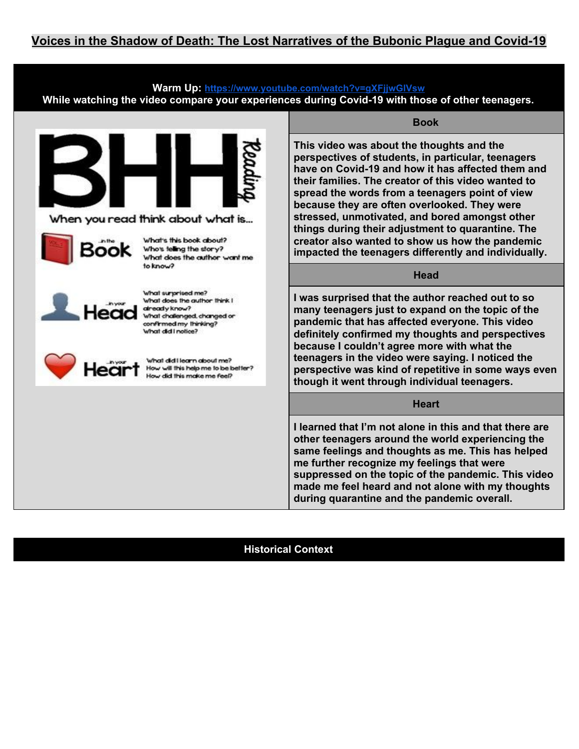# Voices in the Shadow of Death: The Lost Narratives of the Bubonic Plague and Covid-19

**Warm Up:** https://www.youtube.com/watch?v=gXFjjwGlVsw

**While watching the video compare your experiences during Covid-19 with those of other teenagers.**

BHH Reading

When you read think about what is...

**...in the Book**
What's this book about?
Who's telling the story?
What does the author want me to know?

**...in your Head**
What surprised me?
What does the author think I already know?
What challenged, changed or confirmed my thinking?
What did I notice?

**...in your Heart**
What did I learn about me?
How will this help me to be better?
How did this make me feel?

| Book |
| --- |
| This video was about the thoughts and the perspectives of students, in particular, teenagers have on Covid-19 and how it has affected them and their families. The creator of this video wanted to spread the words from a teenagers point of view because they are often overlooked. They were stressed, unmotivated, and bored amongst other things during their adjustment to quarantine. The creator also wanted to show us how the pandemic impacted the teenagers differently and individually. |
| **Head** |
| I was surprised that the author reached out to so many teenagers just to expand on the topic of the pandemic that has affected everyone. This video definitely confirmed my thoughts and perspectives because I couldn't agree more with what the teenagers in the video were saying. I noticed the perspective was kind of repetitive in some ways even though it went through individual teenagers. |
| **Heart** |
| I learned that I'm not alone in this and that there are other teenagers around the world experiencing the same feelings and thoughts as me. This has helped me further recognize my feelings that were suppressed on the topic of the pandemic. This video made me feel heard and not alone with my thoughts during quarantine and the pandemic overall. |

## Historical Context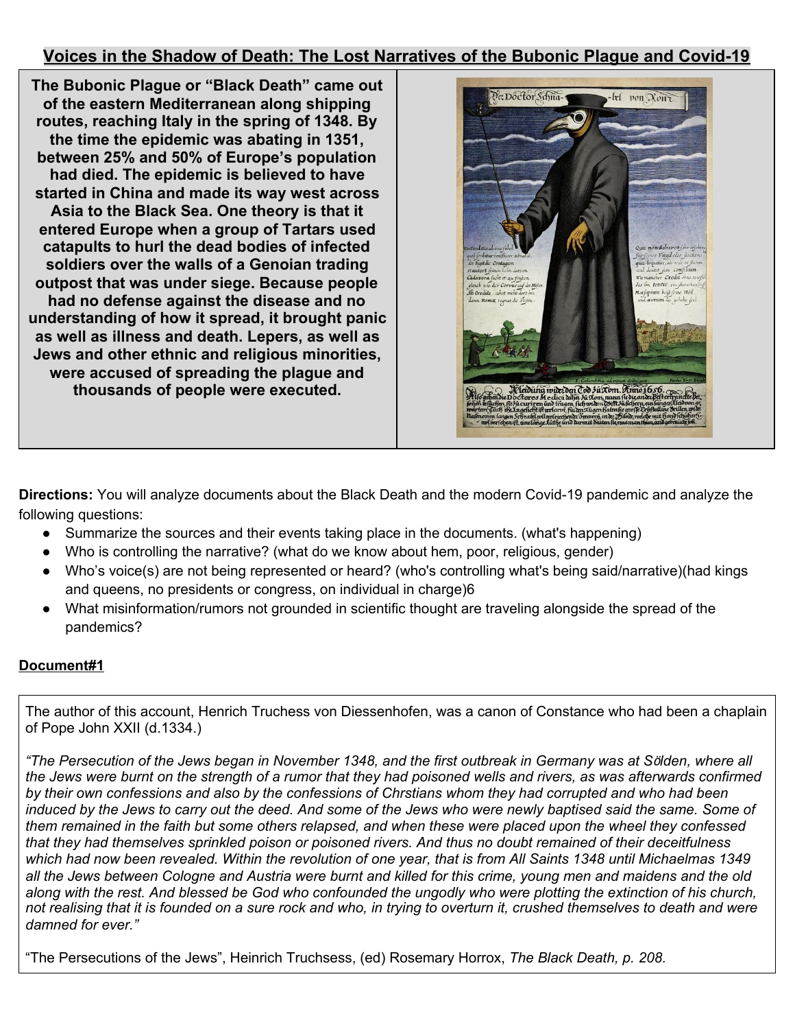# Voices in the Shadow of Death: The Lost Narratives of the Bubonic Plague and Covid-19

**The Bubonic Plague or "Black Death" came out of the eastern Mediterranean along shipping routes, reaching Italy in the spring of 1348. By the time the epidemic was abating in 1351, between 25% and 50% of Europe's population had died. The epidemic is believed to have started in China and made its way west across Asia to the Black Sea. One theory is that it entered Europe when a group of Tartars used catapults to hurl the dead bodies of infected soldiers over the walls of a Genoian trading outpost that was under siege. Because people had no defense against the disease and no understanding of how it spread, it brought panic as well as illness and death. Lepers, as well as Jews and other ethnic and religious minorities, were accused of spreading the plague and thousands of people were executed.**

**Directions:** You will analyze documents about the Black Death and the modern Covid-19 pandemic and analyze the following questions:

- Summarize the sources and their events taking place in the documents. (what's happening)
- Who is controlling the narrative? (what do we know about hem, poor, religious, gender)
- Who's voice(s) are not being represented or heard? (who's controlling what's being said/narrative)(had kings and queens, no presidents or congress, on individual in charge)6
- What misinformation/rumors not grounded in scientific thought are traveling alongside the spread of the pandemics?

## Document#1

The author of this account, Henrich Truchess von Diessenhofen, was a canon of Constance who had been a chaplain of Pope John XXII (d.1334.)

*"The Persecution of the Jews began in November 1348, and the first outbreak in Germany was at Sölden, where all the Jews were burnt on the strength of a rumor that they had poisoned wells and rivers, as was afterwards confirmed by their own confessions and also by the confessions of Chrstians whom they had corrupted and who had been induced by the Jews to carry out the deed. And some of the Jews who were newly baptised said the same. Some of them remained in the faith but some others relapsed, and when these were placed upon the wheel they confessed that they had themselves sprinkled poison or poisoned rivers. And thus no doubt remained of their deceitfulness which had now been revealed. Within the revolution of one year, that is from All Saints 1348 until Michaelmas 1349 all the Jews between Cologne and Austria were burnt and killed for this crime, young men and maidens and the old along with the rest. And blessed be God who confounded the ungodly who were plotting the extinction of his church, not realising that it is founded on a sure rock and who, in trying to overturn it, crushed themselves to death and were damned for ever."*

"The Persecutions of the Jews", Heinrich Truchsess, (ed) Rosemary Horrox, *The Black Death, p. 208.*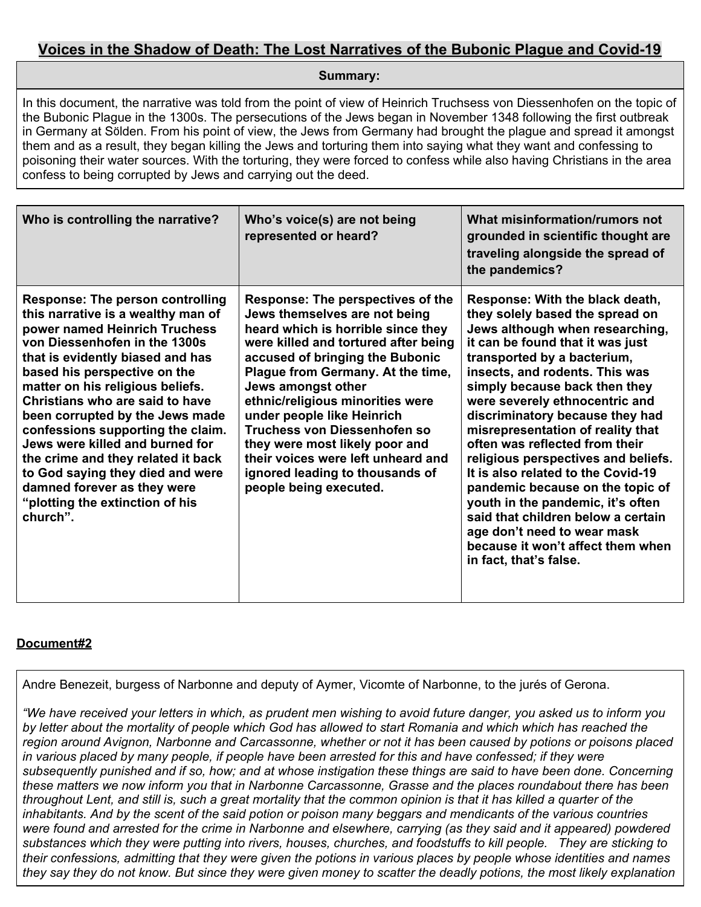# Voices in the Shadow of Death: The Lost Narratives of the Bubonic Plague and Covid-19

| **Summary:** |
|---|
| In this document, the narrative was told from the point of view of Heinrich Truchsess von Diessenhofen on the topic of the Bubonic Plague in the 1300s. The persecutions of the Jews began in November 1348 following the first outbreak in Germany at Sölden. From his point of view, the Jews from Germany had brought the plague and spread it amongst them and as a result, they began killing the Jews and torturing them into saying what they want and confessing to poisoning their water sources. With the torturing, they were forced to confess while also having Christians in the area confess to being corrupted by Jews and carrying out the deed. |

| **Who is controlling the narrative?** | **Who's voice(s) are not being represented or heard?** | **What misinformation/rumors not grounded in scientific thought are traveling alongside the spread of the pandemics?** |
|---|---|---|
| **Response: The person controlling this narrative is a wealthy man of power named Heinrich Truchess von Diessenhofen in the 1300s that is evidently biased and has based his perspective on the matter on his religious beliefs. Christians who are said to have been corrupted by the Jews made confessions supporting the claim. Jews were killed and burned for the crime and they related it back to God saying they died and were damned forever as they were "plotting the extinction of his church".** | **Response: The perspectives of the Jews themselves are not being heard which is horrible since they were killed and tortured after being accused of bringing the Bubonic Plague from Germany. At the time, Jews amongst other ethnic/religious minorities were under people like Heinrich Truchess von Diessenhofen so they were most likely poor and their voices were left unheard and ignored leading to thousands of people being executed.** | **Response: With the black death, they solely based the spread on Jews although when researching, it can be found that it was just transported by a bacterium, insects, and rodents. This was simply because back then they were severely ethnocentric and discriminatory because they had misrepresentation of reality that often was reflected from their religious perspectives and beliefs. It is also related to the Covid-19 pandemic because on the topic of youth in the pandemic, it's often said that children below a certain age don't need to wear mask because it won't affect them when in fact, that's false.** |

## Document#2

Andre Benezeit, burgess of Narbonne and deputy of Aymer, Vicomte of Narbonne, to the jurés of Gerona.

*"We have received your letters in which, as prudent men wishing to avoid future danger, you asked us to inform you by letter about the mortality of people which God has allowed to start Romania and which which has reached the region around Avignon, Narbonne and Carcassonne, whether or not it has been caused by potions or poisons placed in various placed by many people, if people have been arrested for this and have confessed; if they were subsequently punished and if so, how; and at whose instigation these things are said to have been done. Concerning these matters we now inform you that in Narbonne Carcassonne, Grasse and the places roundabout there has been throughout Lent, and still is, such a great mortality that the common opinion is that it has killed a quarter of the inhabitants. And by the scent of the said potion or poison many beggars and mendicants of the various countries were found and arrested for the crime in Narbonne and elsewhere, carrying (as they said and it appeared) powdered substances which they were putting into rivers, houses, churches, and foodstuffs to kill people. They are sticking to their confessions, admitting that they were given the potions in various places by people whose identities and names they say they do not know. But since they were given money to scatter the deadly potions, the most likely explanation*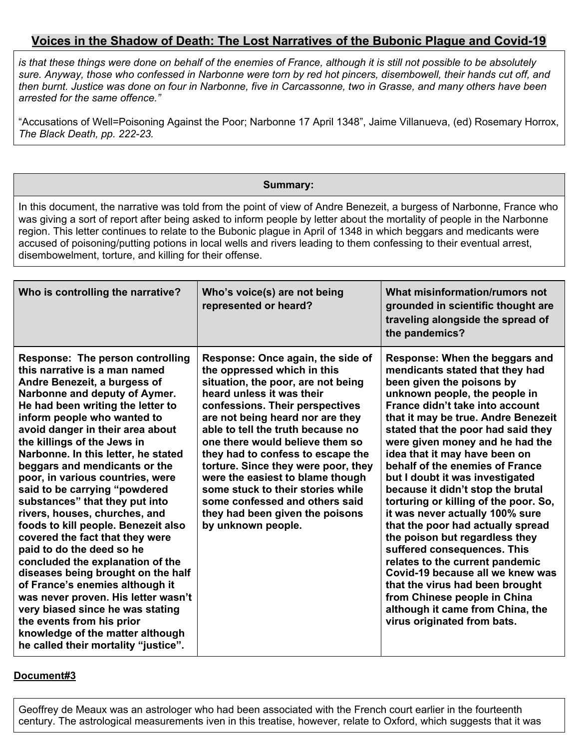## Voices in the Shadow of Death: The Lost Narratives of the Bubonic Plague and Covid-19

*is that these things were done on behalf of the enemies of France, although it is still not possible to be absolutely sure. Anyway, those who confessed in Narbonne were torn by red hot pincers, disembowell, their hands cut off, and then burnt. Justice was done on four in Narbonne, five in Carcassonne, two in Grasse, and many others have been arrested for the same offence."*

"Accusations of Well=Poisoning Against the Poor; Narbonne 17 April 1348", Jaime Villanueva, (ed) Rosemary Horrox, *The Black Death, pp. 222-23.*

| Summary: |
|---|
| In this document, the narrative was told from the point of view of Andre Benezeit, a burgess of Narbonne, France who was giving a sort of report after being asked to inform people by letter about the mortality of people in the Narbonne region. This letter continues to relate to the Bubonic plague in April of 1348 in which beggars and medicants were accused of poisoning/putting potions in local wells and rivers leading to them confessing to their eventual arrest, disembowelment, torture, and killing for their offense. |

| Who is controlling the narrative? | Who's voice(s) are not being represented or heard? | What misinformation/rumors not grounded in scientific thought are traveling alongside the spread of the pandemics? |
|---|---|---|
| **Response: The person controlling this narrative is a man named Andre Benezeit, a burgess of Narbonne and deputy of Aymer. He had been writing the letter to inform people who wanted to avoid danger in their area about the killings of the Jews in Narbonne. In this letter, he stated beggars and mendicants or the poor, in various countries, were said to be carrying "powdered substances" that they put into rivers, houses, churches, and foods to kill people. Benezeit also covered the fact that they were paid to do the deed so he concluded the explanation of the diseases being brought on the half of France's enemies although it was never proven. His letter wasn't very biased since he was stating the events from his prior knowledge of the matter although he called their mortality "justice".** | **Response: Once again, the side of the oppressed which in this situation, the poor, are not being heard unless it was their confessions. Their perspectives are not being heard nor are they able to tell the truth because no one there would believe them so they had to confess to escape the torture. Since they were poor, they were the easiest to blame though some stuck to their stories while some confessed and others said they had been given the poisons by unknown people.** | **Response: When the beggars and mendicants stated that they had been given the poisons by unknown people, the people in France didn't take into account that it may be true. Andre Benezeit stated that the poor had said they were given money and he had the idea that it may have been on behalf of the enemies of France but I doubt it was investigated because it didn't stop the brutal torturing or killing of the poor. So, it was never actually 100% sure that the poor had actually spread the poison but regardless they suffered consequences. This relates to the current pandemic Covid-19 because all we knew was that the virus had been brought from Chinese people in China although it came from China, the virus originated from bats.** |

**Document#3**

Geoffrey de Meaux was an astrologer who had been associated with the French court earlier in the fourteenth century. The astrological measurements iven in this treatise, however, relate to Oxford, which suggests that it was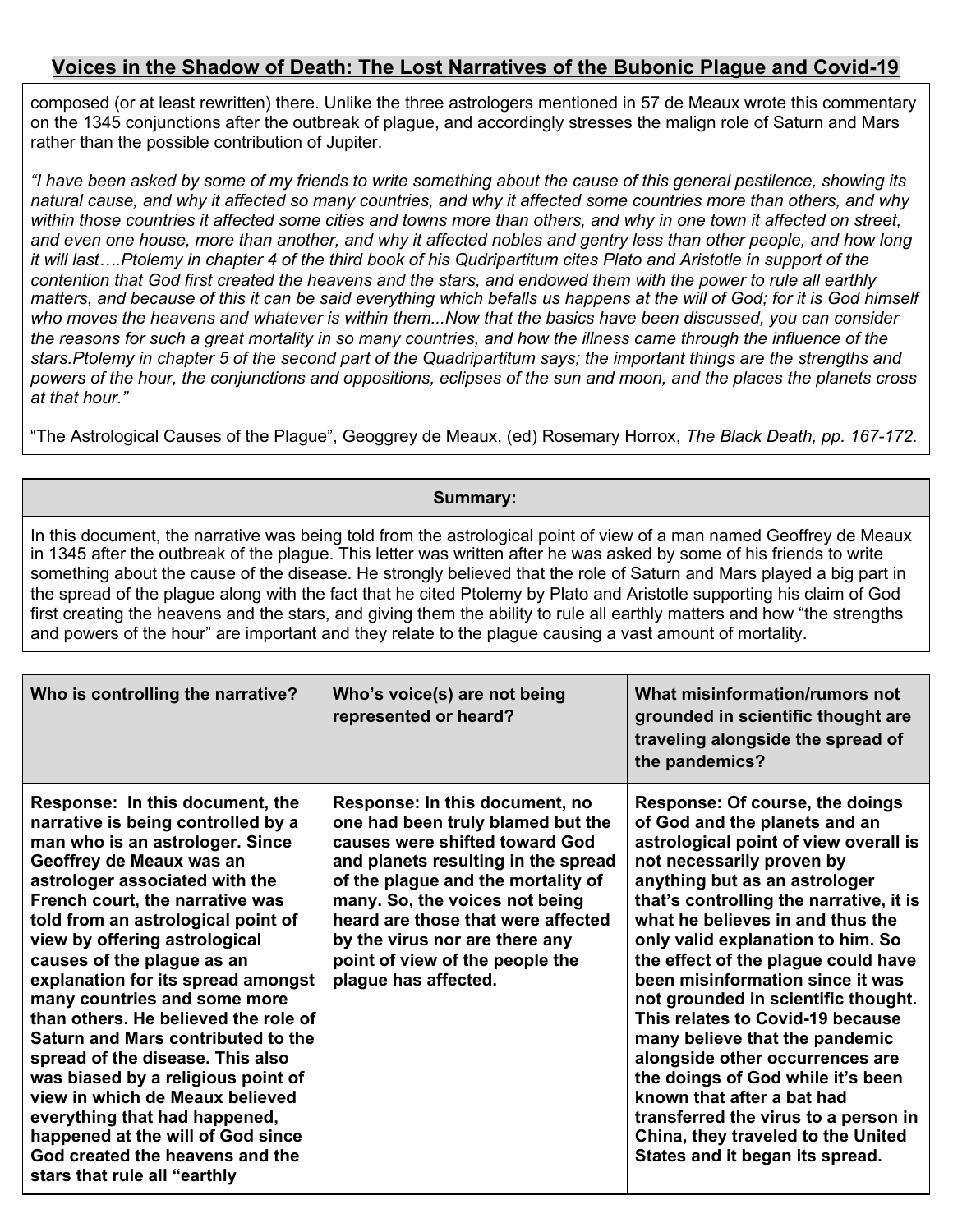## Voices in the Shadow of Death: The Lost Narratives of the Bubonic Plague and Covid-19

composed (or at least rewritten) there. Unlike the three astrologers mentioned in 57 de Meaux wrote this commentary on the 1345 conjunctions after the outbreak of plague, and accordingly stresses the malign role of Saturn and Mars rather than the possible contribution of Jupiter.

*"I have been asked by some of my friends to write something about the cause of this general pestilence, showing its natural cause, and why it affected so many countries, and why it affected some countries more than others, and why within those countries it affected some cities and towns more than others, and why in one town it affected on street, and even one house, more than another, and why it affected nobles and gentry less than other people, and how long it will last….Ptolemy in chapter 4 of the third book of his Qudripartitum cites Plato and Aristotle in support of the contention that God first created the heavens and the stars, and endowed them with the power to rule all earthly matters, and because of this it can be said everything which befalls us happens at the will of God; for it is God himself who moves the heavens and whatever is within them...Now that the basics have been discussed, you can consider the reasons for such a great mortality in so many countries, and how the illness came through the influence of the stars.Ptolemy in chapter 5 of the second part of the Quadripartitum says; the important things are the strengths and powers of the hour, the conjunctions and oppositions, eclipses of the sun and moon, and the places the planets cross at that hour."*

"The Astrological Causes of the Plague", Geoggrey de Meaux, (ed) Rosemary Horrox, *The Black Death, pp. 167-172.*

**Summary:**

In this document, the narrative was being told from the astrological point of view of a man named Geoffrey de Meaux in 1345 after the outbreak of the plague. This letter was written after he was asked by some of his friends to write something about the cause of the disease. He strongly believed that the role of Saturn and Mars played a big part in the spread of the plague along with the fact that he cited Ptolemy by Plato and Aristotle supporting his claim of God first creating the heavens and the stars, and giving them the ability to rule all earthly matters and how "the strengths and powers of the hour" are important and they relate to the plague causing a vast amount of mortality.

| Who is controlling the narrative? | Who's voice(s) are not being represented or heard? | What misinformation/rumors not grounded in scientific thought are traveling alongside the spread of the pandemics? |
|---|---|---|
| **Response: In this document, the narrative is being controlled by a man who is an astrologer. Since Geoffrey de Meaux was an astrologer associated with the French court, the narrative was told from an astrological point of view by offering astrological causes of the plague as an explanation for its spread amongst many countries and some more than others. He believed the role of Saturn and Mars contributed to the spread of the disease. This also was biased by a religious point of view in which de Meaux believed everything that had happened, happened at the will of God since God created the heavens and the stars that rule all "earthly** | **Response: In this document, no one had been truly blamed but the causes were shifted toward God and planets resulting in the spread of the plague and the mortality of many. So, the voices not being heard are those that were affected by the virus nor are there any point of view of the people the plague has affected.** | **Response: Of course, the doings of God and the planets and an astrological point of view overall is not necessarily proven by anything but as an astrologer that's controlling the narrative, it is what he believes in and thus the only valid explanation to him. So the effect of the plague could have been misinformation since it was not grounded in scientific thought. This relates to Covid-19 because many believe that the pandemic alongside other occurrences are the doings of God while it's been known that after a bat had transferred the virus to a person in China, they traveled to the United States and it began its spread.** |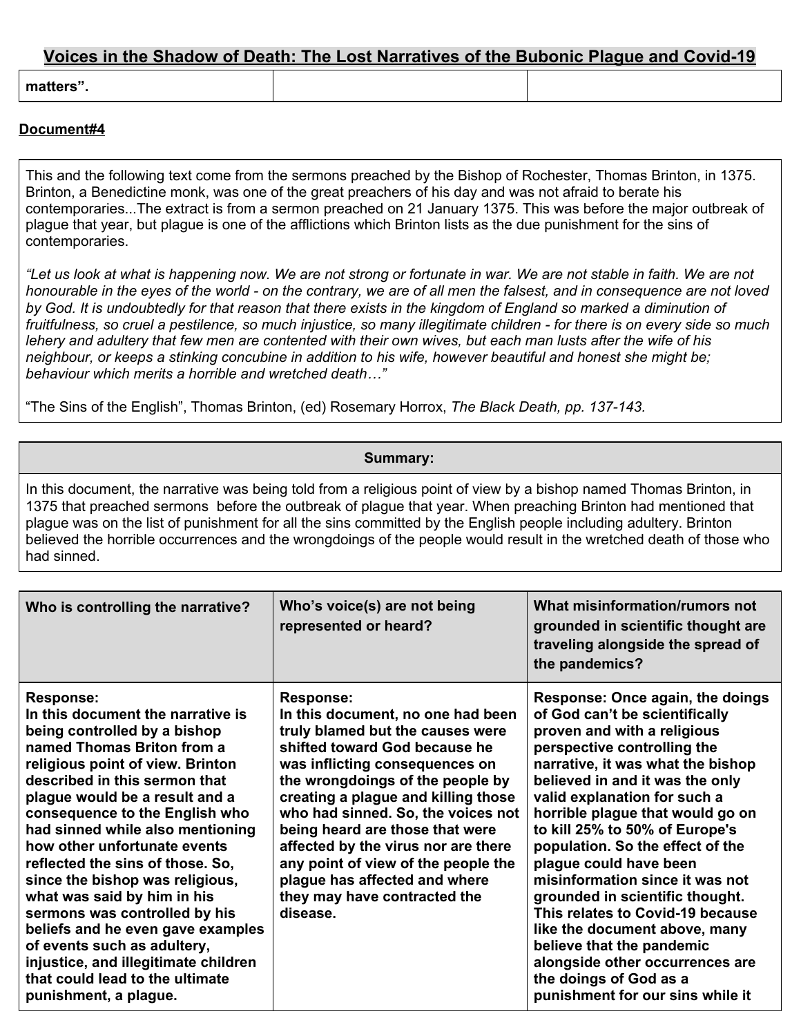| matters". | | |
|---|---|---|

**Document#4**

This and the following text come from the sermons preached by the Bishop of Rochester, Thomas Brinton, in 1375. Brinton, a Benedictine monk, was one of the great preachers of his day and was not afraid to berate his contemporaries...The extract is from a sermon preached on 21 January 1375. This was before the major outbreak of plague that year, but plague is one of the afflictions which Brinton lists as the due punishment for the sins of contemporaries.

*"Let us look at what is happening now. We are not strong or fortunate in war. We are not stable in faith. We are not honourable in the eyes of the world - on the contrary, we are of all men the falsest, and in consequence are not loved by God. It is undoubtedly for that reason that there exists in the kingdom of England so marked a diminution of fruitfulness, so cruel a pestilence, so much injustice, so many illegitimate children - for there is on every side so much lehery and adultery that few men are contented with their own wives, but each man lusts after the wife of his neighbour, or keeps a stinking concubine in addition to his wife, however beautiful and honest she might be; behaviour which merits a horrible and wretched death…"*

"The Sins of the English", Thomas Brinton, (ed) Rosemary Horrox, *The Black Death, pp. 137-143.*

| Summary: |
|---|
| In this document, the narrative was being told from a religious point of view by a bishop named Thomas Brinton, in 1375 that preached sermons before the outbreak of plague that year. When preaching Brinton had mentioned that plague was on the list of punishment for all the sins committed by the English people including adultery. Brinton believed the horrible occurrences and the wrongdoings of the people would result in the wretched death of those who had sinned. |

| Who is controlling the narrative? | Who's voice(s) are not being represented or heard? | What misinformation/rumors not grounded in scientific thought are traveling alongside the spread of the pandemics? |
|---|---|---|
| **Response:** **In this document the narrative is being controlled by a bishop named Thomas Briton from a religious point of view. Brinton described in this sermon that plague would be a result and a consequence to the English who had sinned while also mentioning how other unfortunate events reflected the sins of those. So, since the bishop was religious, what was said by him in his sermons was controlled by his beliefs and he even gave examples of events such as adultery, injustice, and illegitimate children that could lead to the ultimate punishment, a plague.** | **Response:** **In this document, no one had been truly blamed but the causes were shifted toward God because he was inflicting consequences on the wrongdoings of the people by creating a plague and killing those who had sinned. So, the voices not being heard are those that were affected by the virus nor are there any point of view of the people the plague has affected and where they may have contracted the disease.** | **Response: Once again, the doings of God can't be scientifically proven and with a religious perspective controlling the narrative, it was what the bishop believed in and it was the only valid explanation for such a horrible plague that would go on to kill 25% to 50% of Europe's population. So the effect of the plague could have been misinformation since it was not grounded in scientific thought. This relates to Covid-19 because like the document above, many believe that the pandemic alongside other occurrences are the doings of God as a punishment for our sins while it** |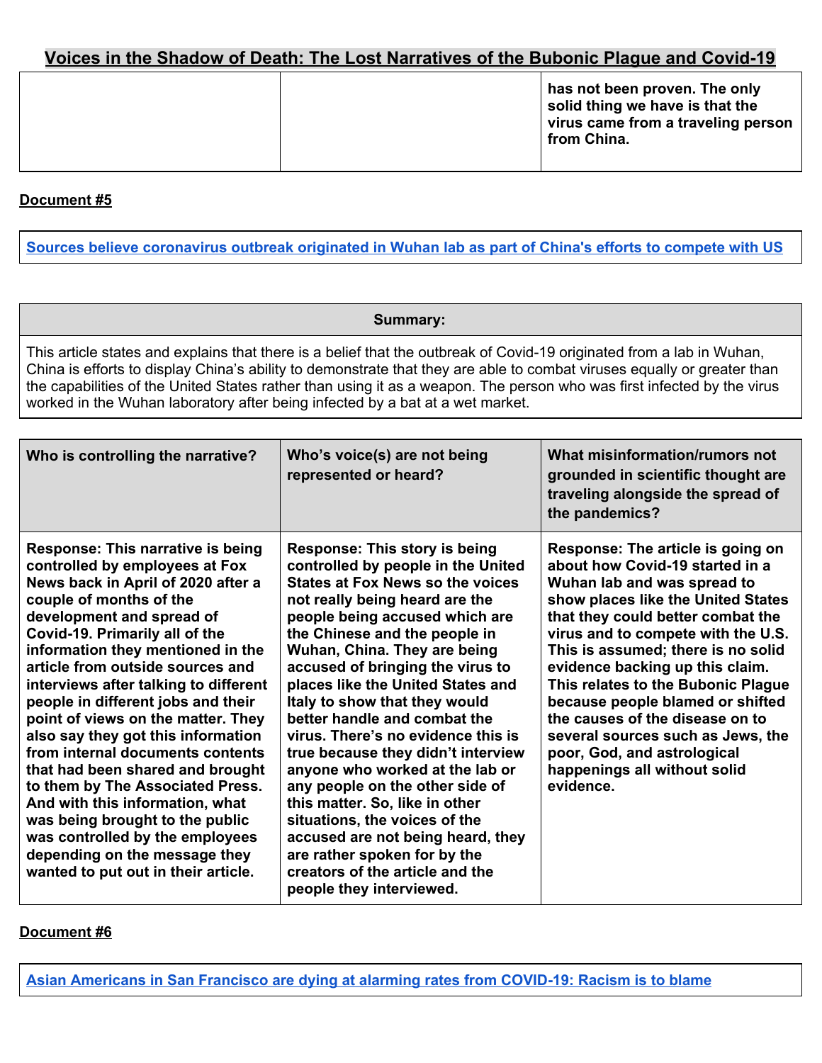| | | has not been proven. The only solid thing we have is that the virus came from a traveling person from China. |
|---|---|---|

**Document #5**

| [Sources believe coronavirus outbreak originated in Wuhan lab as part of China's efforts to compete with US]() |
|---|

| Summary: |
|---|
| This article states and explains that there is a belief that the outbreak of Covid-19 originated from a lab in Wuhan, China is efforts to display China's ability to demonstrate that they are able to combat viruses equally or greater than the capabilities of the United States rather than using it as a weapon. The person who was first infected by the virus worked in the Wuhan laboratory after being infected by a bat at a wet market. |

| Who is controlling the narrative? | Who's voice(s) are not being represented or heard? | What misinformation/rumors not grounded in scientific thought are traveling alongside the spread of the pandemics? |
|---|---|---|
| **Response: This narrative is being controlled by employees at Fox News back in April of 2020 after a couple of months of the development and spread of Covid-19. Primarily all of the information they mentioned in the article from outside sources and interviews after talking to different people in different jobs and their point of views on the matter. They also say they got this information from internal documents contents that had been shared and brought to them by The Associated Press. And with this information, what was being brought to the public was controlled by the employees depending on the message they wanted to put out in their article.** | **Response: This story is being controlled by people in the United States at Fox News so the voices not really being heard are the people being accused which are the Chinese and the people in Wuhan, China. They are being accused of bringing the virus to places like the United States and Italy to show that they would better handle and combat the virus. There's no evidence this is true because they didn't interview anyone who worked at the lab or any people on the other side of this matter. So, like in other situations, the voices of the accused are not being heard, they are rather spoken for by the creators of the article and the people they interviewed.** | **Response: The article is going on about how Covid-19 started in a Wuhan lab and was spread to show places like the United States that they could better combat the virus and to compete with the U.S. This is assumed; there is no solid evidence backing up this claim. This relates to the Bubonic Plague because people blamed or shifted the causes of the disease on to several sources such as Jews, the poor, God, and astrological happenings all without solid evidence.** |

**Document #6**

| [Asian Americans in San Francisco are dying at alarming rates from COVID-19: Racism is to blame]() |
|---|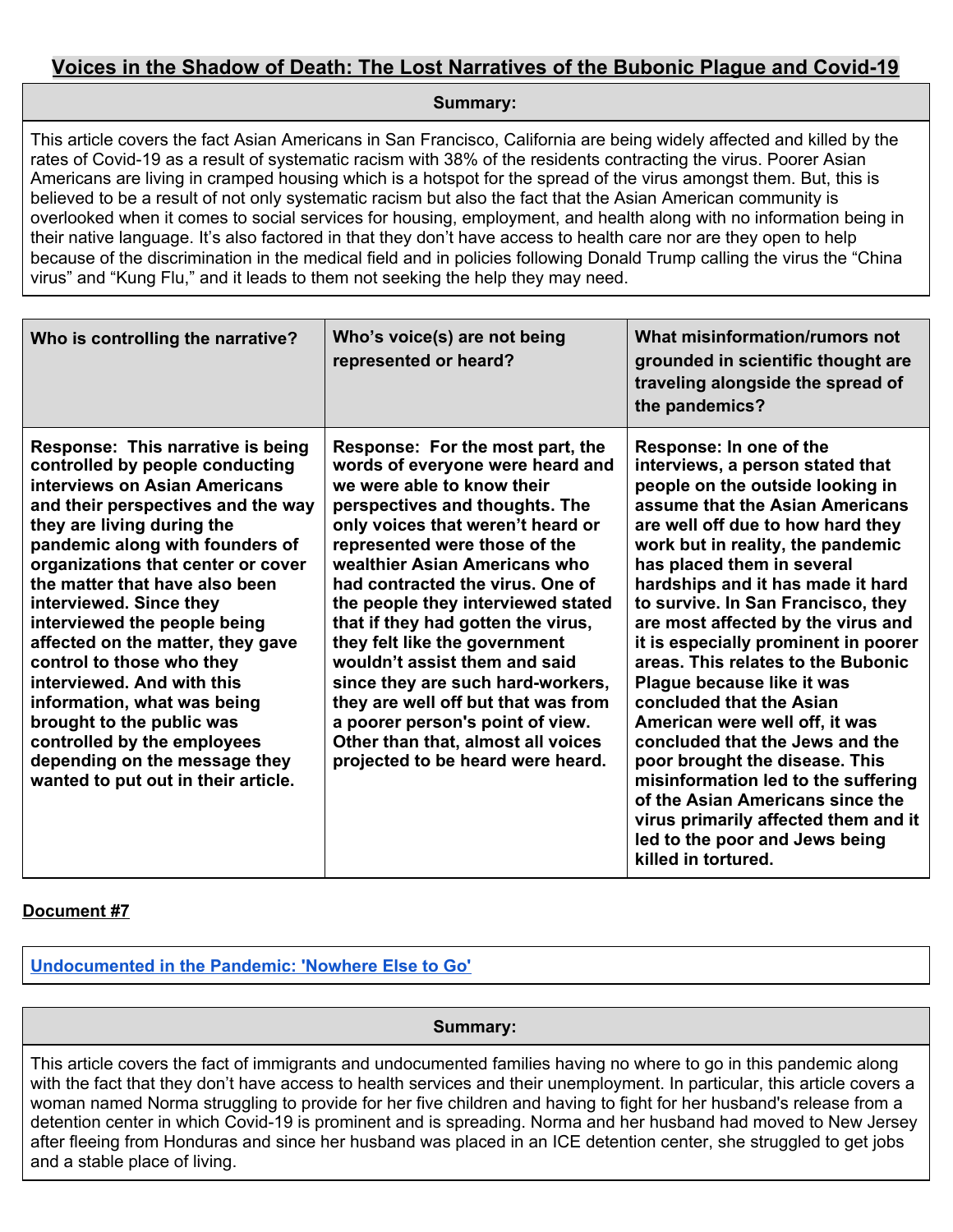## Voices in the Shadow of Death: The Lost Narratives of the Bubonic Plague and Covid-19

| Summary: |
|---|
| This article covers the fact Asian Americans in San Francisco, California are being widely affected and killed by the rates of Covid-19 as a result of systematic racism with 38% of the residents contracting the virus. Poorer Asian Americans are living in cramped housing which is a hotspot for the spread of the virus amongst them. But, this is believed to be a result of not only systematic racism but also the fact that the Asian American community is overlooked when it comes to social services for housing, employment, and health along with no information being in their native language. It's also factored in that they don't have access to health care nor are they open to help because of the discrimination in the medical field and in policies following Donald Trump calling the virus the "China virus" and "Kung Flu," and it leads to them not seeking the help they may need. |

| Who is controlling the narrative? | Who's voice(s) are not being represented or heard? | What misinformation/rumors not grounded in scientific thought are traveling alongside the spread of the pandemics? |
|---|---|---|
| **Response: This narrative is being controlled by people conducting interviews on Asian Americans and their perspectives and the way they are living during the pandemic along with founders of organizations that center or cover the matter that have also been interviewed. Since they interviewed the people being affected on the matter, they gave control to those who they interviewed. And with this information, what was being brought to the public was controlled by the employees depending on the message they wanted to put out in their article.** | **Response: For the most part, the words of everyone were heard and we were able to know their perspectives and thoughts. The only voices that weren't heard or represented were those of the wealthier Asian Americans who had contracted the virus. One of the people they interviewed stated that if they had gotten the virus, they felt like the government wouldn't assist them and said since they are such hard-workers, they are well off but that was from a poorer person's point of view. Other than that, almost all voices projected to be heard were heard.** | **Response: In one of the interviews, a person stated that people on the outside looking in assume that the Asian Americans are well off due to how hard they work but in reality, the pandemic has placed them in several hardships and it has made it hard to survive. In San Francisco, they are most affected by the virus and it is especially prominent in poorer areas. This relates to the Bubonic Plague because like it was concluded that the Asian American were well off, it was concluded that the Jews and the poor brought the disease. This misinformation led to the suffering of the Asian Americans since the virus primarily affected them and it led to the poor and Jews being killed in tortured.** |

**Document #7**

| [Undocumented in the Pandemic: 'Nowhere Else to Go'](#) |
|---|

| Summary: |
|---|
| This article covers the fact of immigrants and undocumented families having no where to go in this pandemic along with the fact that they don't have access to health services and their unemployment. In particular, this article covers a woman named Norma struggling to provide for her five children and having to fight for her husband's release from a detention center in which Covid-19 is prominent and is spreading. Norma and her husband had moved to New Jersey after fleeing from Honduras and since her husband was placed in an ICE detention center, she struggled to get jobs and a stable place of living. |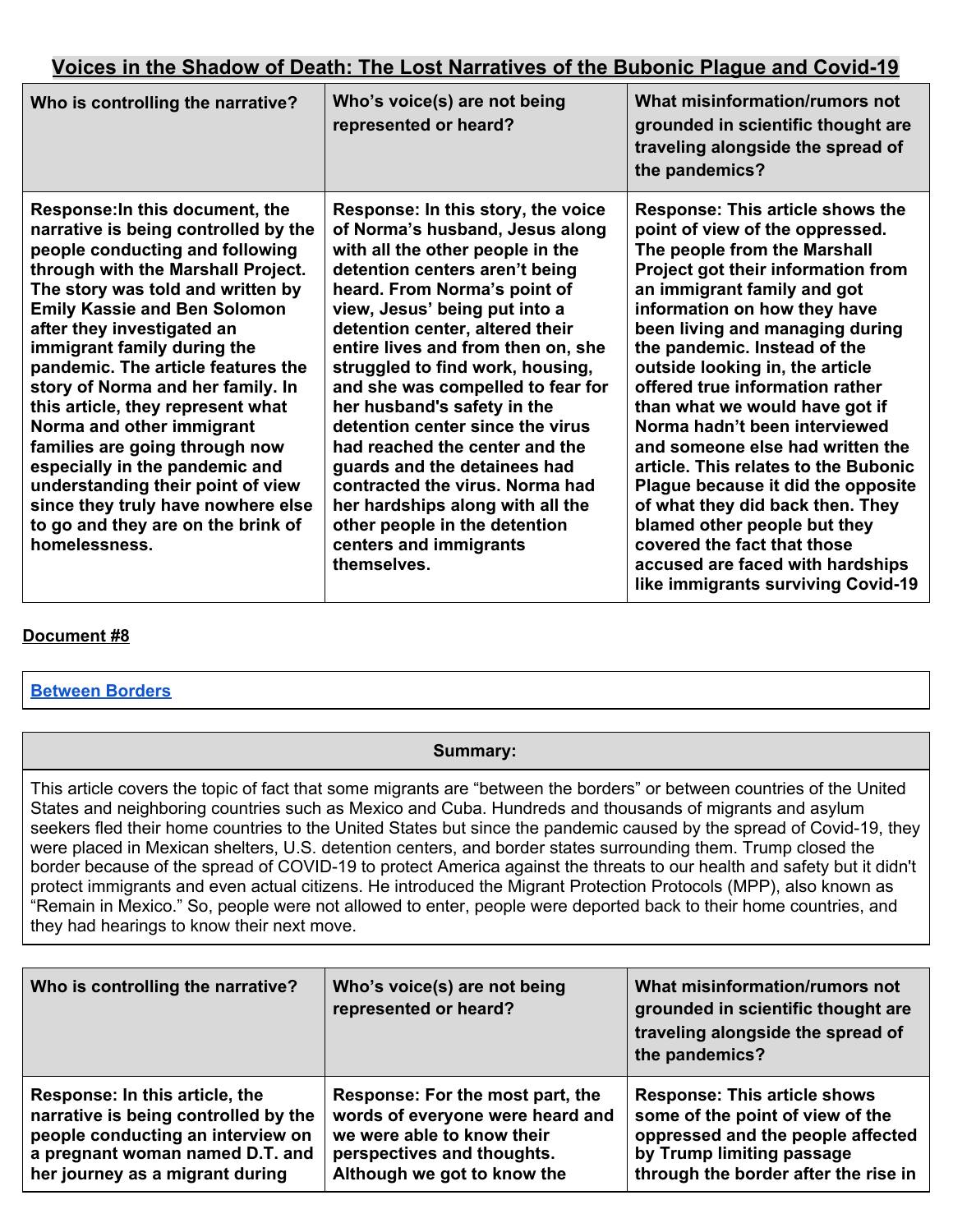# Voices in the Shadow of Death: The Lost Narratives of the Bubonic Plague and Covid-19

| Who is controlling the narrative? | Who's voice(s) are not being represented or heard? | What misinformation/rumors not grounded in scientific thought are traveling alongside the spread of the pandemics? |
|---|---|---|
| **Response:In this document, the narrative is being controlled by the people conducting and following through with the Marshall Project. The story was told and written by Emily Kassie and Ben Solomon after they investigated an immigrant family during the pandemic. The article features the story of Norma and her family. In this article, they represent what Norma and other immigrant families are going through now especially in the pandemic and understanding their point of view since they truly have nowhere else to go and they are on the brink of homelessness.** | **Response: In this story, the voice of Norma's husband, Jesus along with all the other people in the detention centers aren't being heard. From Norma's point of view, Jesus' being put into a detention center, altered their entire lives and from then on, she struggled to find work, housing, and she was compelled to fear for her husband's safety in the detention center since the virus had reached the center and the guards and the detainees had contracted the virus. Norma had her hardships along with all the other people in the detention centers and immigrants themselves.** | **Response: This article shows the point of view of the oppressed. The people from the Marshall Project got their information from an immigrant family and got information on how they have been living and managing during the pandemic. Instead of the outside looking in, the article offered true information rather than what we would have got if Norma hadn't been interviewed and someone else had written the article. This relates to the Bubonic Plague because it did the opposite of what they did back then. They blamed other people but they covered the fact that those accused are faced with hardships like immigrants surviving Covid-19** |

**Document #8**

| [Between Borders]() |
|---|

| **Summary:** |
|---|
| This article covers the topic of fact that some migrants are "between the borders" or between countries of the United States and neighboring countries such as Mexico and Cuba. Hundreds and thousands of migrants and asylum seekers fled their home countries to the United States but since the pandemic caused by the spread of Covid-19, they were placed in Mexican shelters, U.S. detention centers, and border states surrounding them. Trump closed the border because of the spread of COVID-19 to protect America against the threats to our health and safety but it didn't protect immigrants and even actual citizens. He introduced the Migrant Protection Protocols (MPP), also known as "Remain in Mexico." So, people were not allowed to enter, people were deported back to their home countries, and they had hearings to know their next move. |

| Who is controlling the narrative? | Who's voice(s) are not being represented or heard? | What misinformation/rumors not grounded in scientific thought are traveling alongside the spread of the pandemics? |
|---|---|---|
| **Response: In this article, the narrative is being controlled by the people conducting an interview on a pregnant woman named D.T. and her journey as a migrant during** | **Response: For the most part, the words of everyone were heard and we were able to know their perspectives and thoughts. Although we got to know the** | **Response: This article shows some of the point of view of the oppressed and the people affected by Trump limiting passage through the border after the rise in** |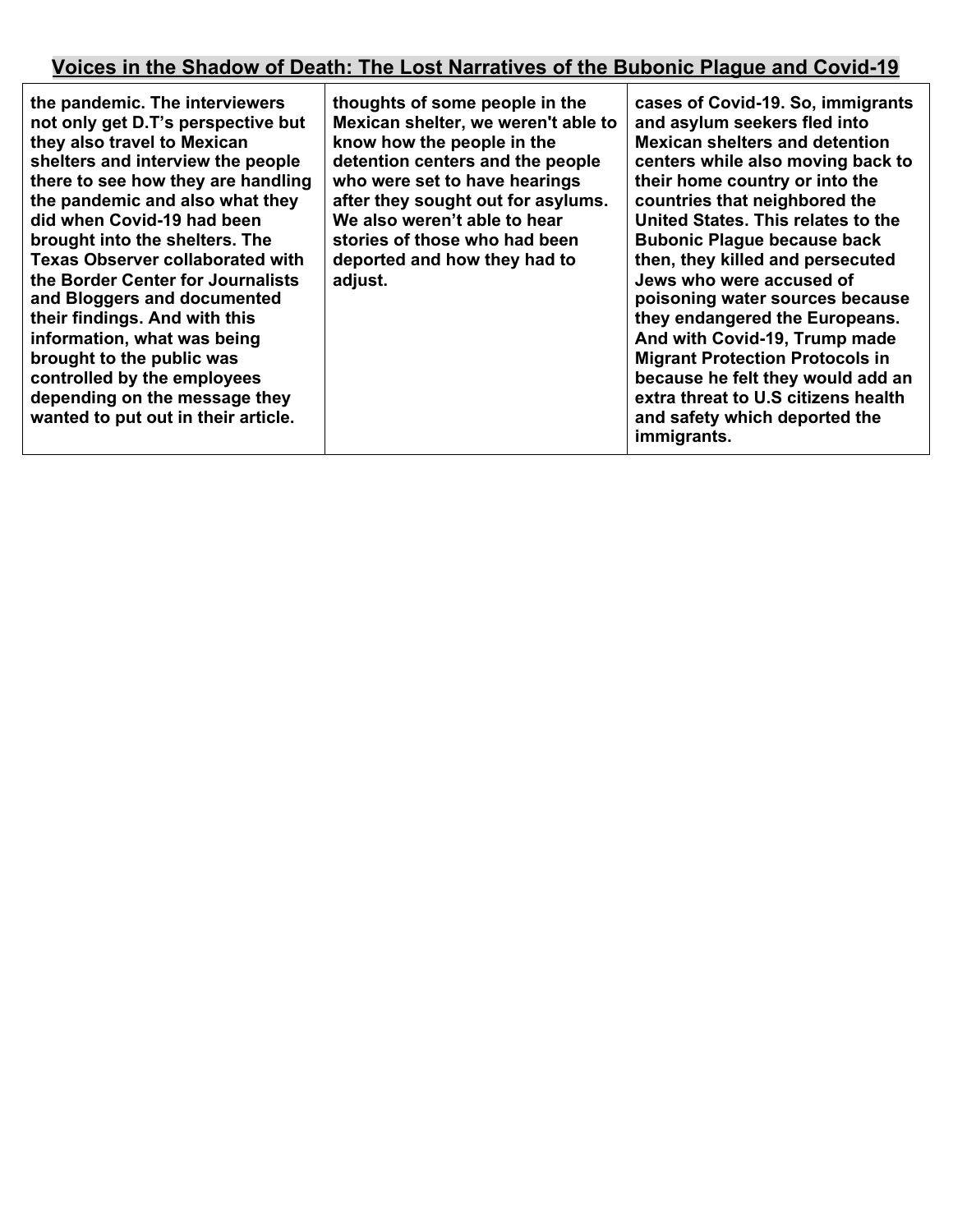| | | |
|---|---|---|
| **the pandemic. The interviewers not only get D.T's perspective but they also travel to Mexican shelters and interview the people there to see how they are handling the pandemic and also what they did when Covid-19 had been brought into the shelters. The Texas Observer collaborated with the Border Center for Journalists and Bloggers and documented their findings. And with this information, what was being brought to the public was controlled by the employees depending on the message they wanted to put out in their article.** | **thoughts of some people in the Mexican shelter, we weren't able to know how the people in the detention centers and the people who were set to have hearings after they sought out for asylums. We also weren't able to hear stories of those who had been deported and how they had to adjust.** | **cases of Covid-19. So, immigrants and asylum seekers fled into Mexican shelters and detention centers while also moving back to their home country or into the countries that neighbored the United States. This relates to the Bubonic Plague because back then, they killed and persecuted Jews who were accused of poisoning water sources because they endangered the Europeans. And with Covid-19, Trump made Migrant Protection Protocols in because he felt they would add an extra threat to U.S citizens health and safety which deported the immigrants.** |